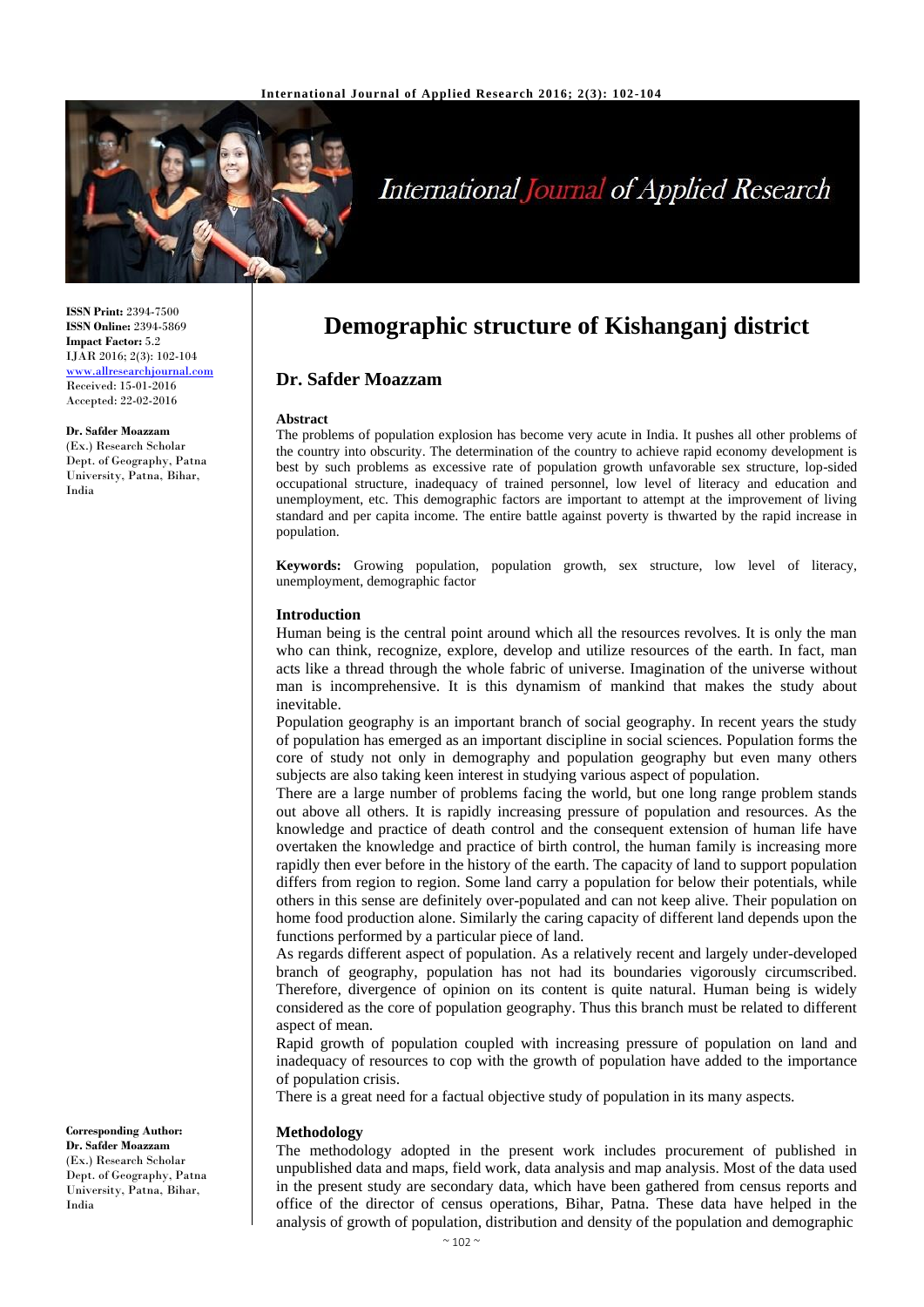# Demographic structure of Kishanganj district

## Dr. Safder Moazzam

**ISSN Print:** 2394-7500
**ISSN Online:** 2394-5869
**Impact Factor:** 5.2
IJAR 2016; 2(3): 102-104
www.allresearchjournal.com
Received: 15-01-2016
Accepted: 22-02-2016

**Dr. Safder Moazzam**
(Ex.) Research Scholar
Dept. of Geography, Patna University, Patna, Bihar, India

**Corresponding Author:**
**Dr. Safder Moazzam**
(Ex.) Research Scholar
Dept. of Geography, Patna University, Patna, Bihar, India

### Abstract

The problems of population explosion has become very acute in India. It pushes all other problems of the country into obscurity. The determination of the country to achieve rapid economy development is best by such problems as excessive rate of population growth unfavorable sex structure, lop-sided occupational structure, inadequacy of trained personnel, low level of literacy and education and unemployment, etc. This demographic factors are important to attempt at the improvement of living standard and per capita income. The entire battle against poverty is thwarted by the rapid increase in population.

**Keywords:** Growing population, population growth, sex structure, low level of literacy, unemployment, demographic factor

### Introduction

Human being is the central point around which all the resources revolves. It is only the man who can think, recognize, explore, develop and utilize resources of the earth. In fact, man acts like a thread through the whole fabric of universe. Imagination of the universe without man is incomprehensive. It is this dynamism of mankind that makes the study about inevitable.

Population geography is an important branch of social geography. In recent years the study of population has emerged as an important discipline in social sciences. Population forms the core of study not only in demography and population geography but even many others subjects are also taking keen interest in studying various aspect of population.

There are a large number of problems facing the world, but one long range problem stands out above all others. It is rapidly increasing pressure of population and resources. As the knowledge and practice of death control and the consequent extension of human life have overtaken the knowledge and practice of birth control, the human family is increasing more rapidly then ever before in the history of the earth. The capacity of land to support population differs from region to region. Some land carry a population for below their potentials, while others in this sense are definitely over-populated and can not keep alive. Their population on home food production alone. Similarly the caring capacity of different land depends upon the functions performed by a particular piece of land.

As regards different aspect of population. As a relatively recent and largely under-developed branch of geography, population has not had its boundaries vigorously circumscribed. Therefore, divergence of opinion on its content is quite natural. Human being is widely considered as the core of population geography. Thus this branch must be related to different aspect of mean.

Rapid growth of population coupled with increasing pressure of population on land and inadequacy of resources to cop with the growth of population have added to the importance of population crisis.

There is a great need for a factual objective study of population in its many aspects.

### Methodology

The methodology adopted in the present work includes procurement of published in unpublished data and maps, field work, data analysis and map analysis. Most of the data used in the present study are secondary data, which have been gathered from census reports and office of the director of census operations, Bihar, Patna. These data have helped in the analysis of growth of population, distribution and density of the population and demographic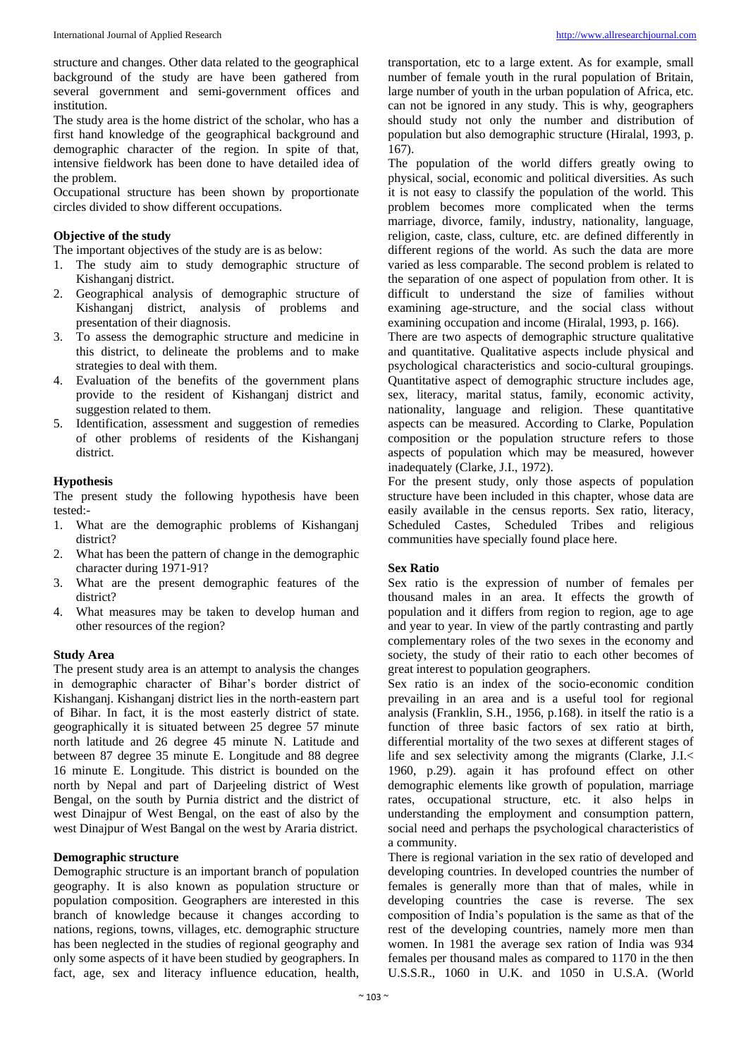structure and changes. Other data related to the geographical background of the study are have been gathered from several government and semi-government offices and institution.

The study area is the home district of the scholar, who has a first hand knowledge of the geographical background and demographic character of the region. In spite of that, intensive fieldwork has been done to have detailed idea of the problem.

Occupational structure has been shown by proportionate circles divided to show different occupations.

### Objective of the study

The important objectives of the study are is as below:

1. The study aim to study demographic structure of Kishanganj district.
2. Geographical analysis of demographic structure of Kishanganj district, analysis of problems and presentation of their diagnosis.
3. To assess the demographic structure and medicine in this district, to delineate the problems and to make strategies to deal with them.
4. Evaluation of the benefits of the government plans provide to the resident of Kishanganj district and suggestion related to them.
5. Identification, assessment and suggestion of remedies of other problems of residents of the Kishanganj district.

### Hypothesis

The present study the following hypothesis have been tested:-

1. What are the demographic problems of Kishanganj district?
2. What has been the pattern of change in the demographic character during 1971-91?
3. What are the present demographic features of the district?
4. What measures may be taken to develop human and other resources of the region?

### Study Area

The present study area is an attempt to analysis the changes in demographic character of Bihar's border district of Kishanganj. Kishanganj district lies in the north-eastern part of Bihar. In fact, it is the most easterly district of state. geographically it is situated between 25 degree 57 minute north latitude and 26 degree 45 minute N. Latitude and between 87 degree 35 minute E. Longitude and 88 degree 16 minute E. Longitude. This district is bounded on the north by Nepal and part of Darjeeling district of West Bengal, on the south by Purnia district and the district of west Dinajpur of West Bengal, on the east of also by the west Dinajpur of West Bangal on the west by Araria district.

### Demographic structure

Demographic structure is an important branch of population geography. It is also known as population structure or population composition. Geographers are interested in this branch of knowledge because it changes according to nations, regions, towns, villages, etc. demographic structure has been neglected in the studies of regional geography and only some aspects of it have been studied by geographers. In fact, age, sex and literacy influence education, health, transportation, etc to a large extent. As for example, small number of female youth in the rural population of Britain, large number of youth in the urban population of Africa, etc. can not be ignored in any study. This is why, geographers should study not only the number and distribution of population but also demographic structure (Hiralal, 1993, p. 167).

The population of the world differs greatly owing to physical, social, economic and political diversities. As such it is not easy to classify the population of the world. This problem becomes more complicated when the terms marriage, divorce, family, industry, nationality, language, religion, caste, class, culture, etc. are defined differently in different regions of the world. As such the data are more varied as less comparable. The second problem is related to the separation of one aspect of population from other. It is difficult to understand the size of families without examining age-structure, and the social class without examining occupation and income (Hiralal, 1993, p. 166).

There are two aspects of demographic structure qualitative and quantitative. Qualitative aspects include physical and psychological characteristics and socio-cultural groupings. Quantitative aspect of demographic structure includes age, sex, literacy, marital status, family, economic activity, nationality, language and religion. These quantitative aspects can be measured. According to Clarke, Population composition or the population structure refers to those aspects of population which may be measured, however inadequately (Clarke, J.I., 1972).

For the present study, only those aspects of population structure have been included in this chapter, whose data are easily available in the census reports. Sex ratio, literacy, Scheduled Castes, Scheduled Tribes and religious communities have specially found place here.

### Sex Ratio

Sex ratio is the expression of number of females per thousand males in an area. It effects the growth of population and it differs from region to region, age to age and year to year. In view of the partly contrasting and partly complementary roles of the two sexes in the economy and society, the study of their ratio to each other becomes of great interest to population geographers.

Sex ratio is an index of the socio-economic condition prevailing in an area and is a useful tool for regional analysis (Franklin, S.H., 1956, p.168). in itself the ratio is a function of three basic factors of sex ratio at birth, differential mortality of the two sexes at different stages of life and sex selectivity among the migrants (Clarke, J.I.< 1960, p.29). again it has profound effect on other demographic elements like growth of population, marriage rates, occupational structure, etc. it also helps in understanding the employment and consumption pattern, social need and perhaps the psychological characteristics of a community.

There is regional variation in the sex ratio of developed and developing countries. In developed countries the number of females is generally more than that of males, while in developing countries the case is reverse. The sex composition of India's population is the same as that of the rest of the developing countries, namely more men than women. In 1981 the average sex ration of India was 934 females per thousand males as compared to 1170 in the then U.S.S.R., 1060 in U.K. and 1050 in U.S.A. (World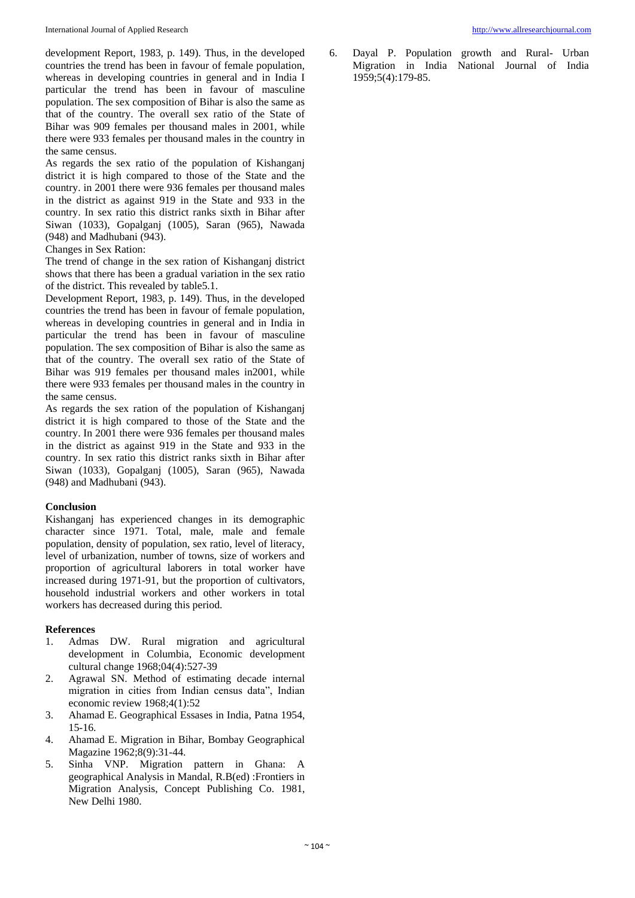development Report, 1983, p. 149). Thus, in the developed countries the trend has been in favour of female population, whereas in developing countries in general and in India I particular the trend has been in favour of masculine population. The sex composition of Bihar is also the same as that of the country. The overall sex ratio of the State of Bihar was 909 females per thousand males in 2001, while there were 933 females per thousand males in the country in the same census.

As regards the sex ratio of the population of Kishanganj district it is high compared to those of the State and the country. in 2001 there were 936 females per thousand males in the district as against 919 in the State and 933 in the country. In sex ratio this district ranks sixth in Bihar after Siwan (1033), Gopalganj (1005), Saran (965), Nawada (948) and Madhubani (943).

Changes in Sex Ration:

The trend of change in the sex ration of Kishanganj district shows that there has been a gradual variation in the sex ratio of the district. This revealed by table5.1.

Development Report, 1983, p. 149). Thus, in the developed countries the trend has been in favour of female population, whereas in developing countries in general and in India in particular the trend has been in favour of masculine population. The sex composition of Bihar is also the same as that of the country. The overall sex ratio of the State of Bihar was 919 females per thousand males in2001, while there were 933 females per thousand males in the country in the same census.

As regards the sex ration of the population of Kishanganj district it is high compared to those of the State and the country. In 2001 there were 936 females per thousand males in the district as against 919 in the State and 933 in the country. In sex ratio this district ranks sixth in Bihar after Siwan (1033), Gopalganj (1005), Saran (965), Nawada (948) and Madhubani (943).

## Conclusion

Kishanganj has experienced changes in its demographic character since 1971. Total, male, male and female population, density of population, sex ratio, level of literacy, level of urbanization, number of towns, size of workers and proportion of agricultural laborers in total worker have increased during 1971-91, but the proportion of cultivators, household industrial workers and other workers in total workers has decreased during this period.

## References

1. Admas DW. Rural migration and agricultural development in Columbia, Economic development cultural change 1968;04(4):527-39
2. Agrawal SN. Method of estimating decade internal migration in cities from Indian census data", Indian economic review 1968;4(1):52
3. Ahamad E. Geographical Essases in India, Patna 1954, 15-16.
4. Ahamad E. Migration in Bihar, Bombay Geographical Magazine 1962;8(9):31-44.
5. Sinha VNP. Migration pattern in Ghana: A geographical Analysis in Mandal, R.B(ed) :Frontiers in Migration Analysis, Concept Publishing Co. 1981, New Delhi 1980.
6. Dayal P. Population growth and Rural- Urban Migration in India National Journal of India 1959;5(4):179-85.